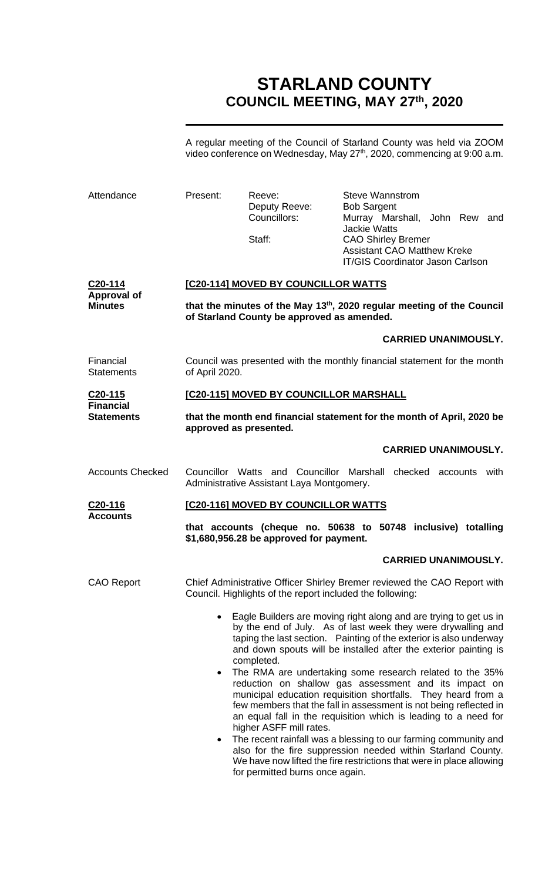# STARLAND COUNTY
## COUNCIL MEETING, MAY 27th, 2020

A regular meeting of the Council of Starland County was held via ZOOM video conference on Wednesday, May 27th, 2020, commencing at 9:00 a.m.

| Attendance | Present: | Reeve: | Steve Wannstrom |
|---|---|---|---|
| | | Deputy Reeve: | Bob Sargent |
| | | Councillors: | Murray Marshall, John Rew and Jackie Watts |
| | | Staff: | CAO Shirley Bremer |
| | | | Assistant CAO Matthew Kreke |
| | | | IT/GIS Coordinator Jason Carlson |

**C20-114**
**Approval of Minutes**

**[C20-114] MOVED BY COUNCILLOR WATTS**

**that the minutes of the May 13th, 2020 regular meeting of the Council of Starland County be approved as amended.**

**CARRIED UNANIMOUSLY.**

Financial Statements

Council was presented with the monthly financial statement for the month of April 2020.

**C20-115**
**Financial Statements**

**[C20-115] MOVED BY COUNCILLOR MARSHALL**

**that the month end financial statement for the month of April, 2020 be approved as presented.**

**CARRIED UNANIMOUSLY.**

Accounts Checked

Councillor Watts and Councillor Marshall checked accounts with Administrative Assistant Laya Montgomery.

**C20-116**
**Accounts**

**[C20-116] MOVED BY COUNCILLOR WATTS**

**that accounts (cheque no. 50638 to 50748 inclusive) totalling $1,680,956.28 be approved for payment.**

**CARRIED UNANIMOUSLY.**

CAO Report

Chief Administrative Officer Shirley Bremer reviewed the CAO Report with Council. Highlights of the report included the following:

- Eagle Builders are moving right along and are trying to get us in by the end of July. As of last week they were drywalling and taping the last section. Painting of the exterior is also underway and down spouts will be installed after the exterior painting is completed.
- The RMA are undertaking some research related to the 35% reduction on shallow gas assessment and its impact on municipal education requisition shortfalls. They heard from a few members that the fall in assessment is not being reflected in an equal fall in the requisition which is leading to a need for higher ASFF mill rates.
- The recent rainfall was a blessing to our farming community and also for the fire suppression needed within Starland County. We have now lifted the fire restrictions that were in place allowing for permitted burns once again.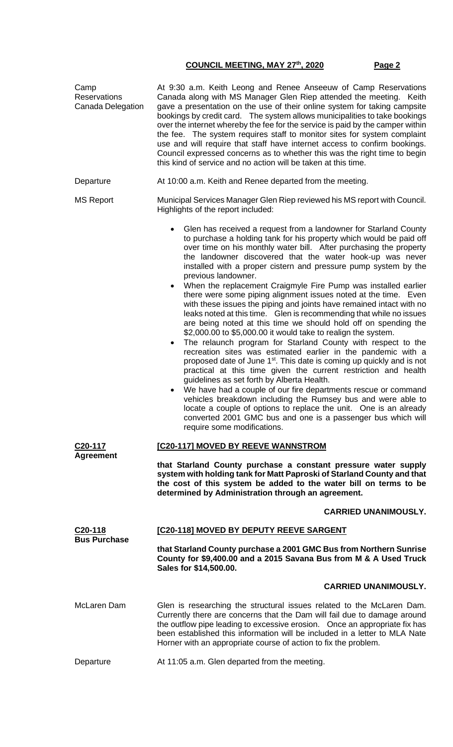Camp Reservations Canada Delegation

At 9:30 a.m. Keith Leong and Renee Anseeuw of Camp Reservations Canada along with MS Manager Glen Riep attended the meeting. Keith gave a presentation on the use of their online system for taking campsite bookings by credit card. The system allows municipalities to take bookings over the internet whereby the fee for the service is paid by the camper within the fee. The system requires staff to monitor sites for system complaint use and will require that staff have internet access to confirm bookings. Council expressed concerns as to whether this was the right time to begin this kind of service and no action will be taken at this time.

Departure

At 10:00 a.m. Keith and Renee departed from the meeting.

MS Report

Municipal Services Manager Glen Riep reviewed his MS report with Council. Highlights of the report included:

- Glen has received a request from a landowner for Starland County to purchase a holding tank for his property which would be paid off over time on his monthly water bill. After purchasing the property the landowner discovered that the water hook-up was never installed with a proper cistern and pressure pump system by the previous landowner.
- When the replacement Craigmyle Fire Pump was installed earlier there were some piping alignment issues noted at the time. Even with these issues the piping and joints have remained intact with no leaks noted at this time. Glen is recommending that while no issues are being noted at this time we should hold off on spending the $2,000.00 to $5,000.00 it would take to realign the system.
- The relaunch program for Starland County with respect to the recreation sites was estimated earlier in the pandemic with a proposed date of June 1st. This date is coming up quickly and is not practical at this time given the current restriction and health guidelines as set forth by Alberta Health.
- We have had a couple of our fire departments rescue or command vehicles breakdown including the Rumsey bus and were able to locate a couple of options to replace the unit. One is an already converted 2001 GMC bus and one is a passenger bus which will require some modifications.

**C20-117**
**Agreement**

**[C20-117] MOVED BY REEVE WANNSTROM**

**that Starland County purchase a constant pressure water supply system with holding tank for Matt Paproski of Starland County and that the cost of this system be added to the water bill on terms to be determined by Administration through an agreement.**

**CARRIED UNANIMOUSLY.**

**C20-118**
**Bus Purchase**

**[C20-118] MOVED BY DEPUTY REEVE SARGENT**

**that Starland County purchase a 2001 GMC Bus from Northern Sunrise County for $9,400.00 and a 2015 Savana Bus from M & A Used Truck Sales for $14,500.00.**

**CARRIED UNANIMOUSLY.**

McLaren Dam

Glen is researching the structural issues related to the McLaren Dam. Currently there are concerns that the Dam will fail due to damage around the outflow pipe leading to excessive erosion. Once an appropriate fix has been established this information will be included in a letter to MLA Nate Horner with an appropriate course of action to fix the problem.

Departure

At 11:05 a.m. Glen departed from the meeting.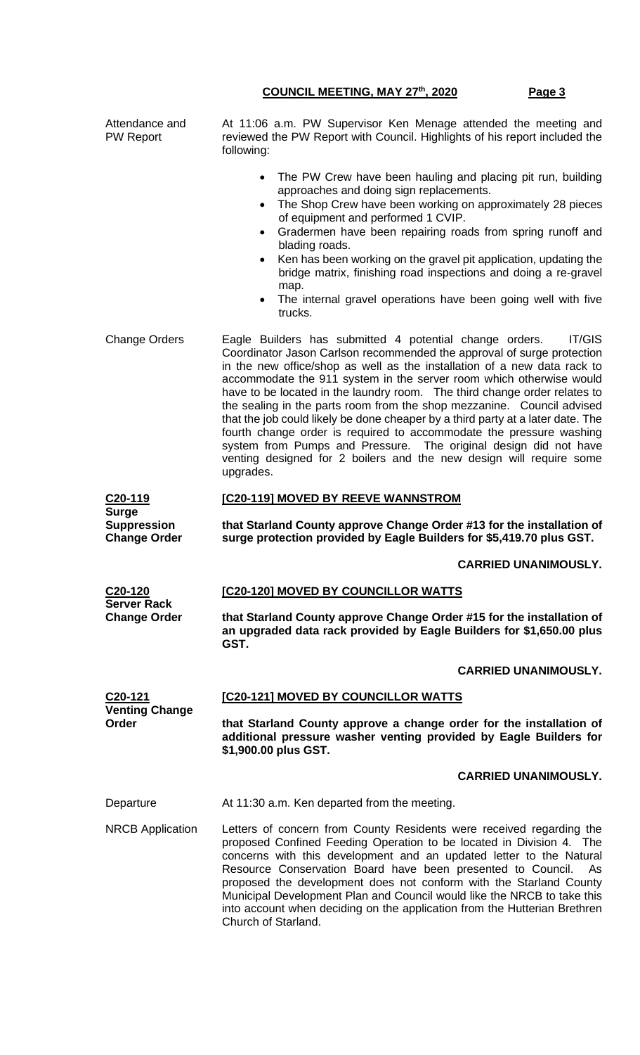Attendance and PW Report

At 11:06 a.m. PW Supervisor Ken Menage attended the meeting and reviewed the PW Report with Council. Highlights of his report included the following:

- The PW Crew have been hauling and placing pit run, building approaches and doing sign replacements.
- The Shop Crew have been working on approximately 28 pieces of equipment and performed 1 CVIP.
- Gradermen have been repairing roads from spring runoff and blading roads.
- Ken has been working on the gravel pit application, updating the bridge matrix, finishing road inspections and doing a re-gravel map.
- The internal gravel operations have been going well with five trucks.

Change Orders

Eagle Builders has submitted 4 potential change orders. IT/GIS Coordinator Jason Carlson recommended the approval of surge protection in the new office/shop as well as the installation of a new data rack to accommodate the 911 system in the server room which otherwise would have to be located in the laundry room. The third change order relates to the sealing in the parts room from the shop mezzanine. Council advised that the job could likely be done cheaper by a third party at a later date. The fourth change order is required to accommodate the pressure washing system from Pumps and Pressure. The original design did not have venting designed for 2 boilers and the new design will require some upgrades.

**C20-119**
**Surge Suppression Change Order**

**[C20-119] MOVED BY REEVE WANNSTROM**

**that Starland County approve Change Order #13 for the installation of surge protection provided by Eagle Builders for $5,419.70 plus GST.**

**CARRIED UNANIMOUSLY.**

**C20-120**
**Server Rack Change Order**

**[C20-120] MOVED BY COUNCILLOR WATTS**

**that Starland County approve Change Order #15 for the installation of an upgraded data rack provided by Eagle Builders for $1,650.00 plus GST.**

**CARRIED UNANIMOUSLY.**

**C20-121**
**Venting Change Order**

**[C20-121] MOVED BY COUNCILLOR WATTS**

**that Starland County approve a change order for the installation of additional pressure washer venting provided by Eagle Builders for $1,900.00 plus GST.**

**CARRIED UNANIMOUSLY.**

Departure

At 11:30 a.m. Ken departed from the meeting.

NRCB Application

Letters of concern from County Residents were received regarding the proposed Confined Feeding Operation to be located in Division 4. The concerns with this development and an updated letter to the Natural Resource Conservation Board have been presented to Council. As proposed the development does not conform with the Starland County Municipal Development Plan and Council would like the NRCB to take this into account when deciding on the application from the Hutterian Brethren Church of Starland.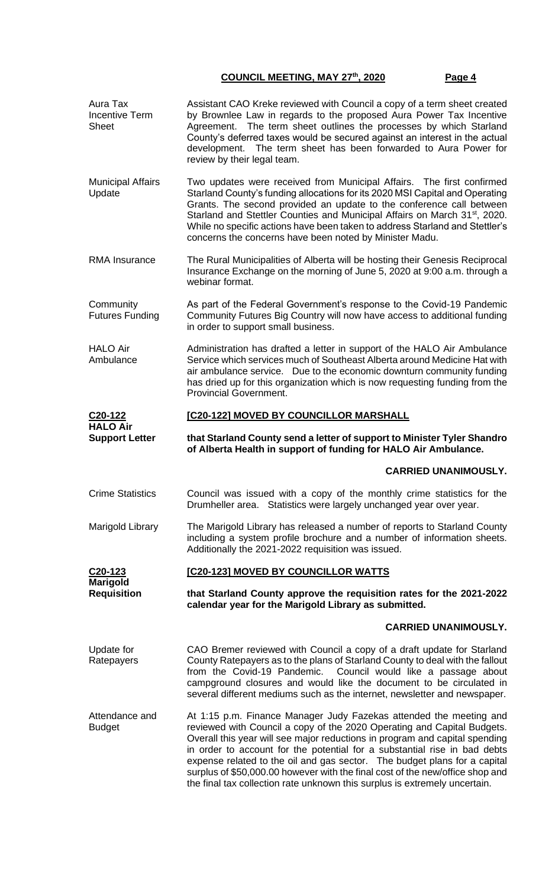**Aura Tax Incentive Term Sheet**

Assistant CAO Kreke reviewed with Council a copy of a term sheet created by Brownlee Law in regards to the proposed Aura Power Tax Incentive Agreement. The term sheet outlines the processes by which Starland County's deferred taxes would be secured against an interest in the actual development. The term sheet has been forwarded to Aura Power for review by their legal team.

**Municipal Affairs Update**

Two updates were received from Municipal Affairs. The first confirmed Starland County's funding allocations for its 2020 MSI Capital and Operating Grants. The second provided an update to the conference call between Starland and Stettler Counties and Municipal Affairs on March 31st, 2020. While no specific actions have been taken to address Starland and Stettler's concerns the concerns have been noted by Minister Madu.

**RMA Insurance**

The Rural Municipalities of Alberta will be hosting their Genesis Reciprocal Insurance Exchange on the morning of June 5, 2020 at 9:00 a.m. through a webinar format.

**Community Futures Funding**

As part of the Federal Government's response to the Covid-19 Pandemic Community Futures Big Country will now have access to additional funding in order to support small business.

**HALO Air Ambulance**

Administration has drafted a letter in support of the HALO Air Ambulance Service which services much of Southeast Alberta around Medicine Hat with air ambulance service. Due to the economic downturn community funding has dried up for this organization which is now requesting funding from the Provincial Government.

**C20-122 HALO Air Support Letter**

**[C20-122] MOVED BY COUNCILLOR MARSHALL**

**that Starland County send a letter of support to Minister Tyler Shandro of Alberta Health in support of funding for HALO Air Ambulance.**

**CARRIED UNANIMOUSLY.**

**Crime Statistics**

Council was issued with a copy of the monthly crime statistics for the Drumheller area. Statistics were largely unchanged year over year.

**Marigold Library**

The Marigold Library has released a number of reports to Starland County including a system profile brochure and a number of information sheets. Additionally the 2021-2022 requisition was issued.

**C20-123 Marigold Requisition**

**[C20-123] MOVED BY COUNCILLOR WATTS**

**that Starland County approve the requisition rates for the 2021-2022 calendar year for the Marigold Library as submitted.**

**CARRIED UNANIMOUSLY.**

**Update for Ratepayers**

CAO Bremer reviewed with Council a copy of a draft update for Starland County Ratepayers as to the plans of Starland County to deal with the fallout from the Covid-19 Pandemic. Council would like a passage about campground closures and would like the document to be circulated in several different mediums such as the internet, newsletter and newspaper.

**Attendance and Budget**

At 1:15 p.m. Finance Manager Judy Fazekas attended the meeting and reviewed with Council a copy of the 2020 Operating and Capital Budgets. Overall this year will see major reductions in program and capital spending in order to account for the potential for a substantial rise in bad debts expense related to the oil and gas sector. The budget plans for a capital surplus of $50,000.00 however with the final cost of the new/office shop and the final tax collection rate unknown this surplus is extremely uncertain.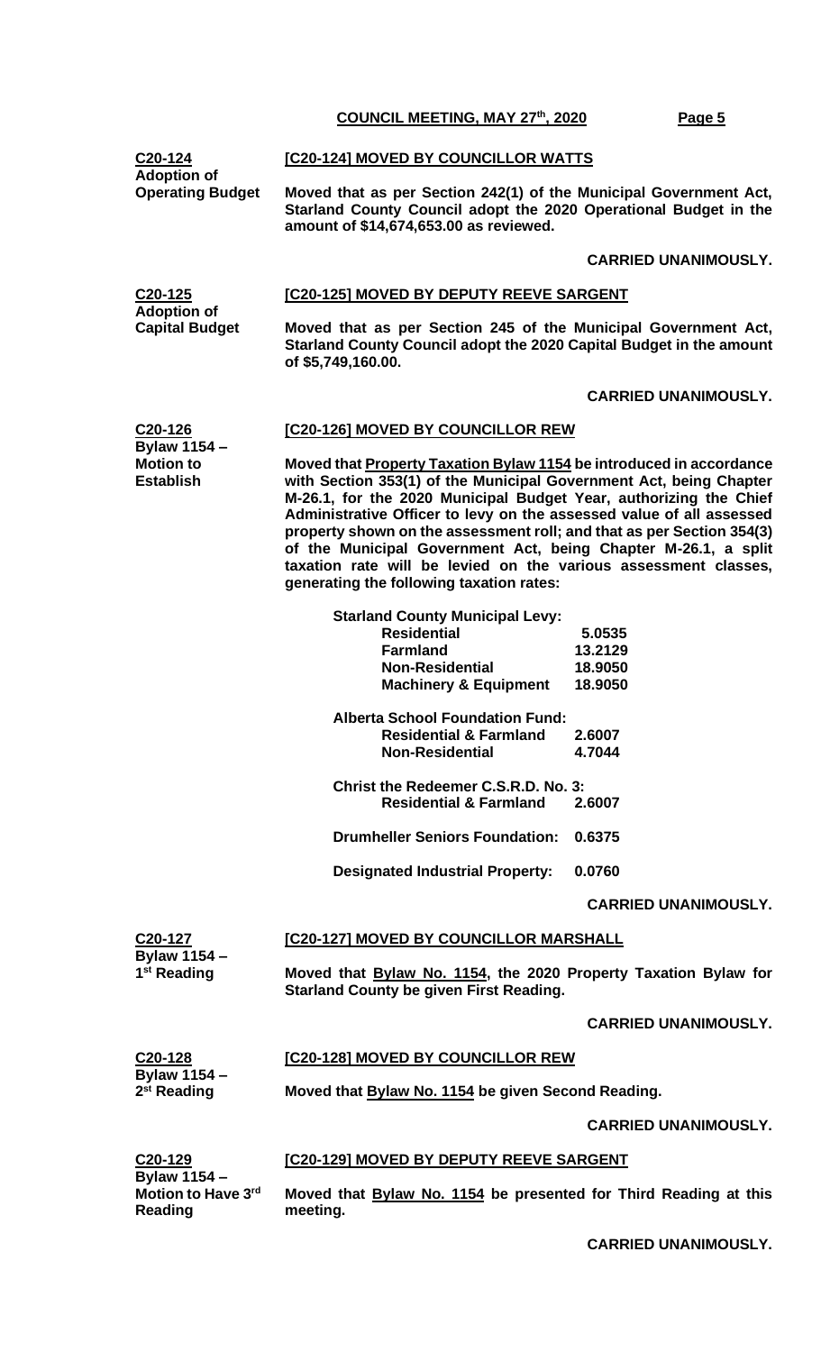**C20-124**
**Adoption of Operating Budget**

**[C20-124] MOVED BY COUNCILLOR WATTS**

**Moved that as per Section 242(1) of the Municipal Government Act, Starland County Council adopt the 2020 Operational Budget in the amount of $14,674,653.00 as reviewed.**

**CARRIED UNANIMOUSLY.**

**C20-125**
**Adoption of Capital Budget**

**[C20-125] MOVED BY DEPUTY REEVE SARGENT**

**Moved that as per Section 245 of the Municipal Government Act, Starland County Council adopt the 2020 Capital Budget in the amount of $5,749,160.00.**

**CARRIED UNANIMOUSLY.**

**C20-126**
**Bylaw 1154 – Motion to Establish**

**[C20-126] MOVED BY COUNCILLOR REW**

**Moved that Property Taxation Bylaw 1154 be introduced in accordance with Section 353(1) of the Municipal Government Act, being Chapter M-26.1, for the 2020 Municipal Budget Year, authorizing the Chief Administrative Officer to levy on the assessed value of all assessed property shown on the assessment roll; and that as per Section 354(3) of the Municipal Government Act, being Chapter M-26.1, a split taxation rate will be levied on the various assessment classes, generating the following taxation rates:**

| **Starland County Municipal Levy:** | |
|---|---|
| **Residential** | **5.0535** |
| **Farmland** | **13.2129** |
| **Non-Residential** | **18.9050** |
| **Machinery & Equipment** | **18.9050** |
| **Alberta School Foundation Fund:** | |
| **Residential & Farmland** | **2.6007** |
| **Non-Residential** | **4.7044** |
| **Christ the Redeemer C.S.R.D. No. 3:** | |
| **Residential & Farmland** | **2.6007** |
| **Drumheller Seniors Foundation:** | **0.6375** |
| **Designated Industrial Property:** | **0.0760** |

**CARRIED UNANIMOUSLY.**

**C20-127**
**Bylaw 1154 – 1st Reading**

**[C20-127] MOVED BY COUNCILLOR MARSHALL**

**Moved that Bylaw No. 1154, the 2020 Property Taxation Bylaw for Starland County be given First Reading.**

**CARRIED UNANIMOUSLY.**

**C20-128**
**Bylaw 1154 – 2nd Reading**

**[C20-128] MOVED BY COUNCILLOR REW**

**Moved that Bylaw No. 1154 be given Second Reading.**

**CARRIED UNANIMOUSLY.**

**C20-129**
**Bylaw 1154 – Motion to Have 3rd Reading**

**[C20-129] MOVED BY DEPUTY REEVE SARGENT**

**Moved that Bylaw No. 1154 be presented for Third Reading at this meeting.**

**CARRIED UNANIMOUSLY.**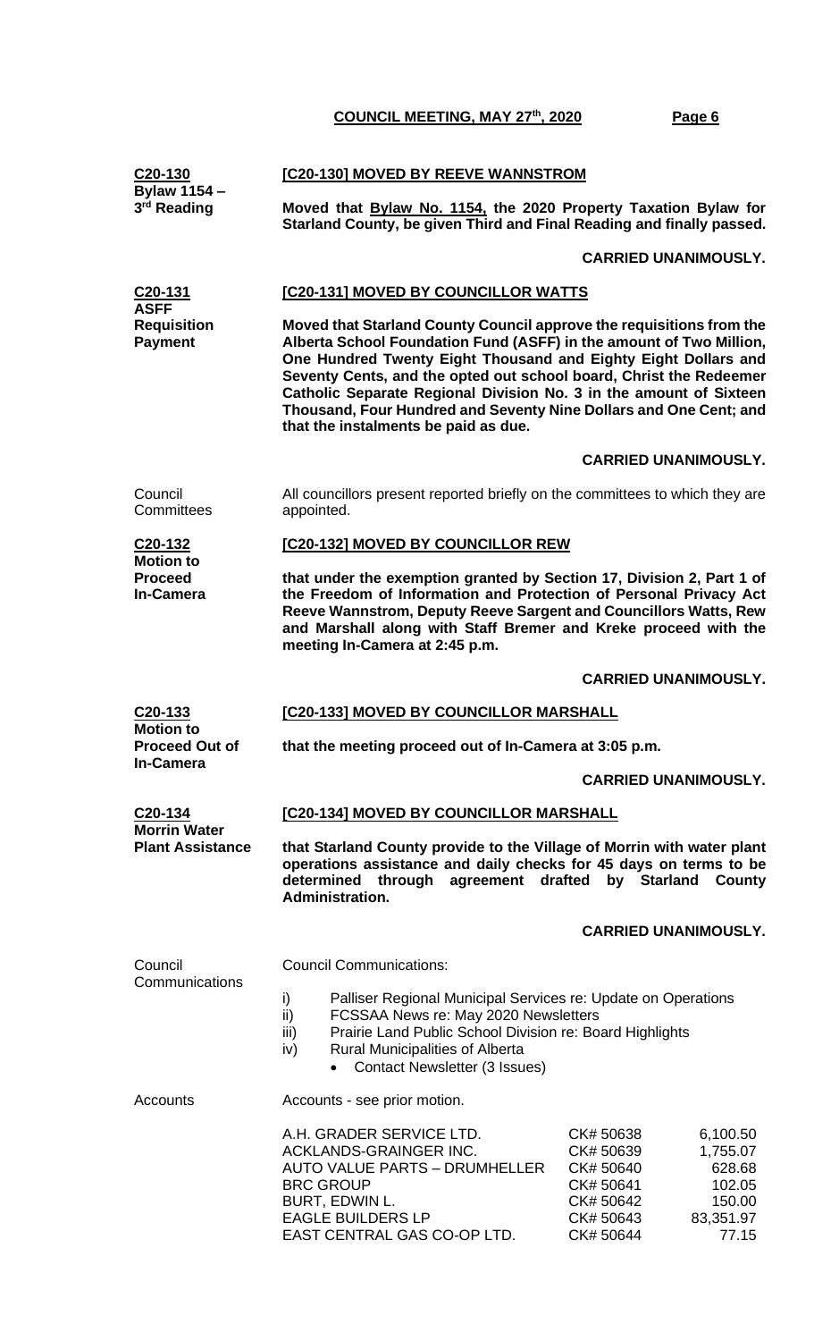**C20-130**
**Bylaw 1154 – 3rd Reading**

**[C20-130] MOVED BY REEVE WANNSTROM**

**Moved that Bylaw No. 1154, the 2020 Property Taxation Bylaw for Starland County, be given Third and Final Reading and finally passed.**

**CARRIED UNANIMOUSLY.**

**C20-131**
**ASFF Requisition Payment**

**[C20-131] MOVED BY COUNCILLOR WATTS**

**Moved that Starland County Council approve the requisitions from the Alberta School Foundation Fund (ASFF) in the amount of Two Million, One Hundred Twenty Eight Thousand and Eighty Eight Dollars and Seventy Cents, and the opted out school board, Christ the Redeemer Catholic Separate Regional Division No. 3 in the amount of Sixteen Thousand, Four Hundred and Seventy Nine Dollars and One Cent; and that the instalments be paid as due.**

**CARRIED UNANIMOUSLY.**

Council Committees

All councillors present reported briefly on the committees to which they are appointed.

**C20-132**
**Motion to Proceed In-Camera**

**[C20-132] MOVED BY COUNCILLOR REW**

**that under the exemption granted by Section 17, Division 2, Part 1 of the Freedom of Information and Protection of Personal Privacy Act Reeve Wannstrom, Deputy Reeve Sargent and Councillors Watts, Rew and Marshall along with Staff Bremer and Kreke proceed with the meeting In-Camera at 2:45 p.m.**

**CARRIED UNANIMOUSLY.**

**C20-133**
**Motion to Proceed Out of In-Camera**

**[C20-133] MOVED BY COUNCILLOR MARSHALL**

**that the meeting proceed out of In-Camera at 3:05 p.m.**

**CARRIED UNANIMOUSLY.**

**C20-134**
**Morrin Water Plant Assistance**

**[C20-134] MOVED BY COUNCILLOR MARSHALL**

**that Starland County provide to the Village of Morrin with water plant operations assistance and daily checks for 45 days on terms to be determined through agreement drafted by Starland County Administration.**

**CARRIED UNANIMOUSLY.**

Council Communications

Council Communications:

i) Palliser Regional Municipal Services re: Update on Operations
ii) FCSSAA News re: May 2020 Newsletters
iii) Prairie Land Public School Division re: Board Highlights
iv) Rural Municipalities of Alberta
   - Contact Newsletter (3 Issues)

Accounts

Accounts - see prior motion.

| | | |
|---|---|---|
| A.H. GRADER SERVICE LTD. | CK# 50638 | 6,100.50 |
| ACKLANDS-GRAINGER INC. | CK# 50639 | 1,755.07 |
| AUTO VALUE PARTS – DRUMHELLER | CK# 50640 | 628.68 |
| BRC GROUP | CK# 50641 | 102.05 |
| BURT, EDWIN L. | CK# 50642 | 150.00 |
| EAGLE BUILDERS LP | CK# 50643 | 83,351.97 |
| EAST CENTRAL GAS CO-OP LTD. | CK# 50644 | 77.15 |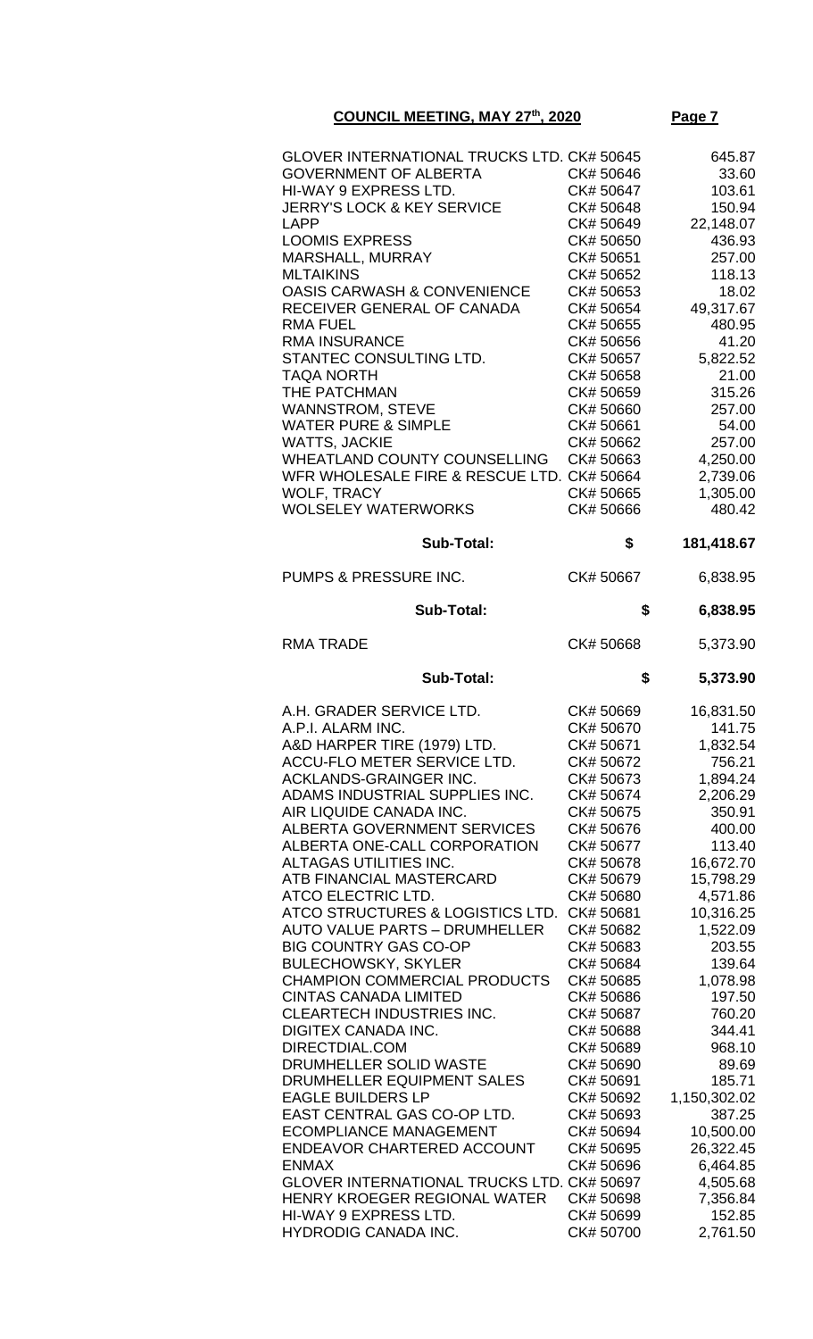## COUNCIL MEETING, MAY 27th, 2020

| | | |
|---|---|---|
| GLOVER INTERNATIONAL TRUCKS LTD. | CK# 50645 | 645.87 |
| GOVERNMENT OF ALBERTA | CK# 50646 | 33.60 |
| HI-WAY 9 EXPRESS LTD. | CK# 50647 | 103.61 |
| JERRY'S LOCK & KEY SERVICE | CK# 50648 | 150.94 |
| LAPP | CK# 50649 | 22,148.07 |
| LOOMIS EXPRESS | CK# 50650 | 436.93 |
| MARSHALL, MURRAY | CK# 50651 | 257.00 |
| MLTAIKINS | CK# 50652 | 118.13 |
| OASIS CARWASH & CONVENIENCE | CK# 50653 | 18.02 |
| RECEIVER GENERAL OF CANADA | CK# 50654 | 49,317.67 |
| RMA FUEL | CK# 50655 | 480.95 |
| RMA INSURANCE | CK# 50656 | 41.20 |
| STANTEC CONSULTING LTD. | CK# 50657 | 5,822.52 |
| TAQA NORTH | CK# 50658 | 21.00 |
| THE PATCHMAN | CK# 50659 | 315.26 |
| WANNSTROM, STEVE | CK# 50660 | 257.00 |
| WATER PURE & SIMPLE | CK# 50661 | 54.00 |
| WATTS, JACKIE | CK# 50662 | 257.00 |
| WHEATLAND COUNTY COUNSELLING | CK# 50663 | 4,250.00 |
| WFR WHOLESALE FIRE & RESCUE LTD. | CK# 50664 | 2,739.06 |
| WOLF, TRACY | CK# 50665 | 1,305.00 |
| WOLSELEY WATERWORKS | CK# 50666 | 480.42 |
| **Sub-Total:** | **$** | **181,418.67** |
| PUMPS & PRESSURE INC. | CK# 50667 | 6,838.95 |
| **Sub-Total:** | **$** | **6,838.95** |
| RMA TRADE | CK# 50668 | 5,373.90 |
| **Sub-Total:** | **$** | **5,373.90** |
| A.H. GRADER SERVICE LTD. | CK# 50669 | 16,831.50 |
| A.P.I. ALARM INC. | CK# 50670 | 141.75 |
| A&D HARPER TIRE (1979) LTD. | CK# 50671 | 1,832.54 |
| ACCU-FLO METER SERVICE LTD. | CK# 50672 | 756.21 |
| ACKLANDS-GRAINGER INC. | CK# 50673 | 1,894.24 |
| ADAMS INDUSTRIAL SUPPLIES INC. | CK# 50674 | 2,206.29 |
| AIR LIQUIDE CANADA INC. | CK# 50675 | 350.91 |
| ALBERTA GOVERNMENT SERVICES | CK# 50676 | 400.00 |
| ALBERTA ONE-CALL CORPORATION | CK# 50677 | 113.40 |
| ALTAGAS UTILITIES INC. | CK# 50678 | 16,672.70 |
| ATB FINANCIAL MASTERCARD | CK# 50679 | 15,798.29 |
| ATCO ELECTRIC LTD. | CK# 50680 | 4,571.86 |
| ATCO STRUCTURES & LOGISTICS LTD. | CK# 50681 | 10,316.25 |
| AUTO VALUE PARTS – DRUMHELLER | CK# 50682 | 1,522.09 |
| BIG COUNTRY GAS CO-OP | CK# 50683 | 203.55 |
| BULECHOWSKY, SKYLER | CK# 50684 | 139.64 |
| CHAMPION COMMERCIAL PRODUCTS | CK# 50685 | 1,078.98 |
| CINTAS CANADA LIMITED | CK# 50686 | 197.50 |
| CLEARTECH INDUSTRIES INC. | CK# 50687 | 760.20 |
| DIGITEX CANADA INC. | CK# 50688 | 344.41 |
| DIRECTDIAL.COM | CK# 50689 | 968.10 |
| DRUMHELLER SOLID WASTE | CK# 50690 | 89.69 |
| DRUMHELLER EQUIPMENT SALES | CK# 50691 | 185.71 |
| EAGLE BUILDERS LP | CK# 50692 | 1,150,302.02 |
| EAST CENTRAL GAS CO-OP LTD. | CK# 50693 | 387.25 |
| ECOMPLIANCE MANAGEMENT | CK# 50694 | 10,500.00 |
| ENDEAVOR CHARTERED ACCOUNT | CK# 50695 | 26,322.45 |
| ENMAX | CK# 50696 | 6,464.85 |
| GLOVER INTERNATIONAL TRUCKS LTD. | CK# 50697 | 4,505.68 |
| HENRY KROEGER REGIONAL WATER | CK# 50698 | 7,356.84 |
| HI-WAY 9 EXPRESS LTD. | CK# 50699 | 152.85 |
| HYDRODIG CANADA INC. | CK# 50700 | 2,761.50 |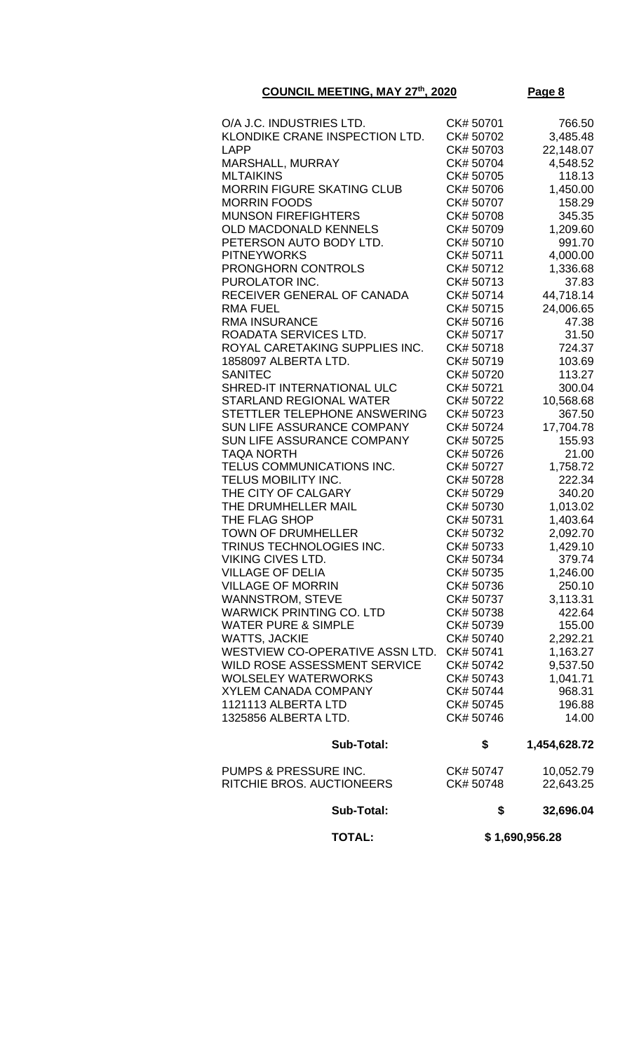**COUNCIL MEETING, MAY 27th, 2020**

| Payee | Cheque | Amount |
|---|---|---|
| O/A J.C. INDUSTRIES LTD. | CK# 50701 | 766.50 |
| KLONDIKE CRANE INSPECTION LTD. | CK# 50702 | 3,485.48 |
| LAPP | CK# 50703 | 22,148.07 |
| MARSHALL, MURRAY | CK# 50704 | 4,548.52 |
| MLTAIKINS | CK# 50705 | 118.13 |
| MORRIN FIGURE SKATING CLUB | CK# 50706 | 1,450.00 |
| MORRIN FOODS | CK# 50707 | 158.29 |
| MUNSON FIREFIGHTERS | CK# 50708 | 345.35 |
| OLD MACDONALD KENNELS | CK# 50709 | 1,209.60 |
| PETERSON AUTO BODY LTD. | CK# 50710 | 991.70 |
| PITNEYWORKS | CK# 50711 | 4,000.00 |
| PRONGHORN CONTROLS | CK# 50712 | 1,336.68 |
| PUROLATOR INC. | CK# 50713 | 37.83 |
| RECEIVER GENERAL OF CANADA | CK# 50714 | 44,718.14 |
| RMA FUEL | CK# 50715 | 24,006.65 |
| RMA INSURANCE | CK# 50716 | 47.38 |
| ROADATA SERVICES LTD. | CK# 50717 | 31.50 |
| ROYAL CARETAKING SUPPLIES INC. | CK# 50718 | 724.37 |
| 1858097 ALBERTA LTD. | CK# 50719 | 103.69 |
| SANITEC | CK# 50720 | 113.27 |
| SHRED-IT INTERNATIONAL ULC | CK# 50721 | 300.04 |
| STARLAND REGIONAL WATER | CK# 50722 | 10,568.68 |
| STETTLER TELEPHONE ANSWERING | CK# 50723 | 367.50 |
| SUN LIFE ASSURANCE COMPANY | CK# 50724 | 17,704.78 |
| SUN LIFE ASSURANCE COMPANY | CK# 50725 | 155.93 |
| TAQA NORTH | CK# 50726 | 21.00 |
| TELUS COMMUNICATIONS INC. | CK# 50727 | 1,758.72 |
| TELUS MOBILITY INC. | CK# 50728 | 222.34 |
| THE CITY OF CALGARY | CK# 50729 | 340.20 |
| THE DRUMHELLER MAIL | CK# 50730 | 1,013.02 |
| THE FLAG SHOP | CK# 50731 | 1,403.64 |
| TOWN OF DRUMHELLER | CK# 50732 | 2,092.70 |
| TRINUS TECHNOLOGIES INC. | CK# 50733 | 1,429.10 |
| VIKING CIVES LTD. | CK# 50734 | 379.74 |
| VILLAGE OF DELIA | CK# 50735 | 1,246.00 |
| VILLAGE OF MORRIN | CK# 50736 | 250.10 |
| WANNSTROM, STEVE | CK# 50737 | 3,113.31 |
| WARWICK PRINTING CO. LTD | CK# 50738 | 422.64 |
| WATER PURE & SIMPLE | CK# 50739 | 155.00 |
| WATTS, JACKIE | CK# 50740 | 2,292.21 |
| WESTVIEW CO-OPERATIVE ASSN LTD. | CK# 50741 | 1,163.27 |
| WILD ROSE ASSESSMENT SERVICE | CK# 50742 | 9,537.50 |
| WOLSELEY WATERWORKS | CK# 50743 | 1,041.71 |
| XYLEM CANADA COMPANY | CK# 50744 | 968.31 |
| 1121113 ALBERTA LTD | CK# 50745 | 196.88 |
| 1325856 ALBERTA LTD. | CK# 50746 | 14.00 |
| **Sub-Total:** | **$** | **1,454,628.72** |
| PUMPS & PRESSURE INC. | CK# 50747 | 10,052.79 |
| RITCHIE BROS. AUCTIONEERS | CK# 50748 | 22,643.25 |
| **Sub-Total:** | **$** | **32,696.04** |
| **TOTAL:** | | **$ 1,690,956.28** |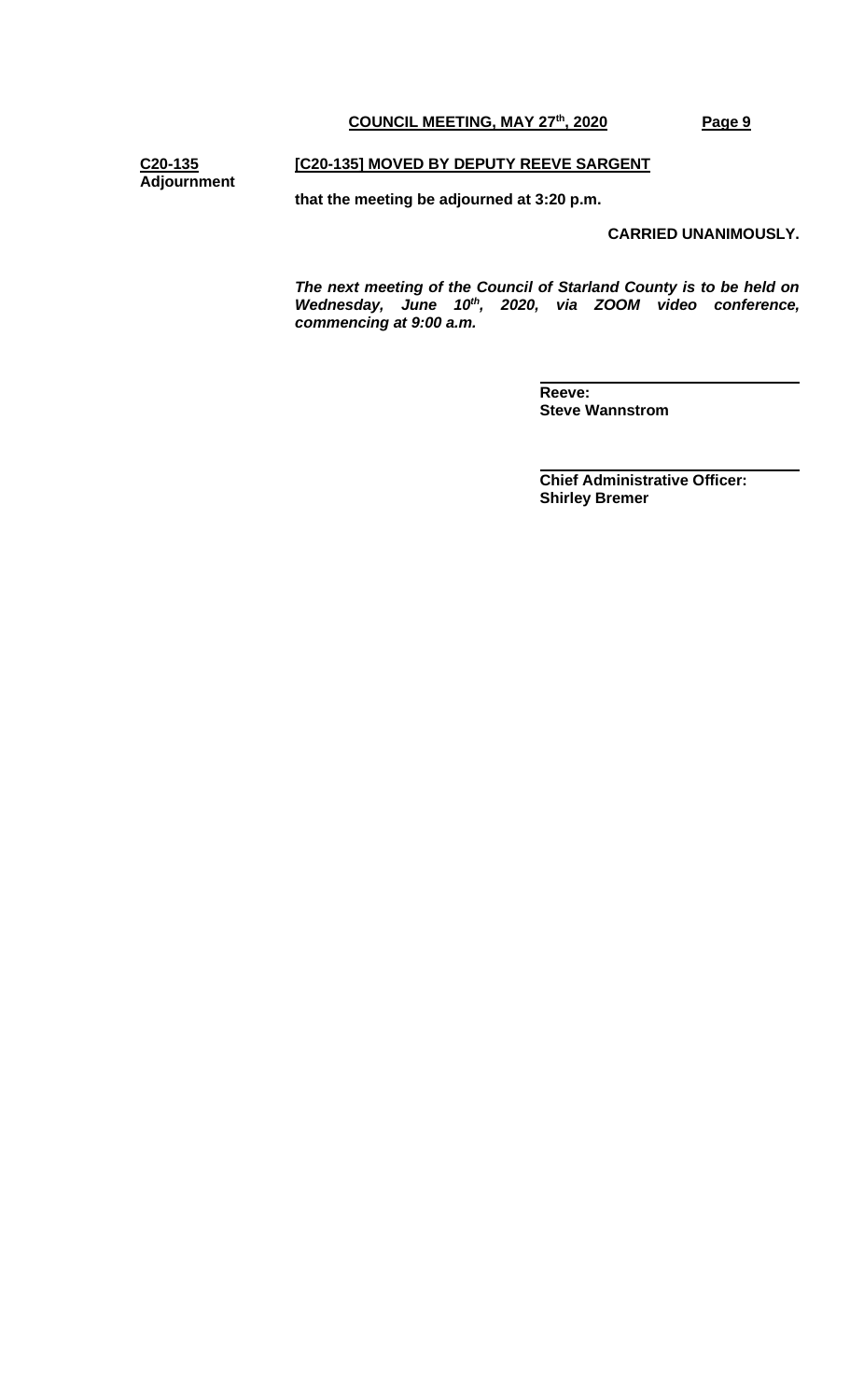**C20-135**
**Adjournment**

**[C20-135] MOVED BY DEPUTY REEVE SARGENT**

**that the meeting be adjourned at 3:20 p.m.**

**CARRIED UNANIMOUSLY.**

***The next meeting of the Council of Starland County is to be held on Wednesday, June 10th, 2020, via ZOOM video conference, commencing at 9:00 a.m.***

**Reeve:**
**Steve Wannstrom**

**Chief Administrative Officer:**
**Shirley Bremer**